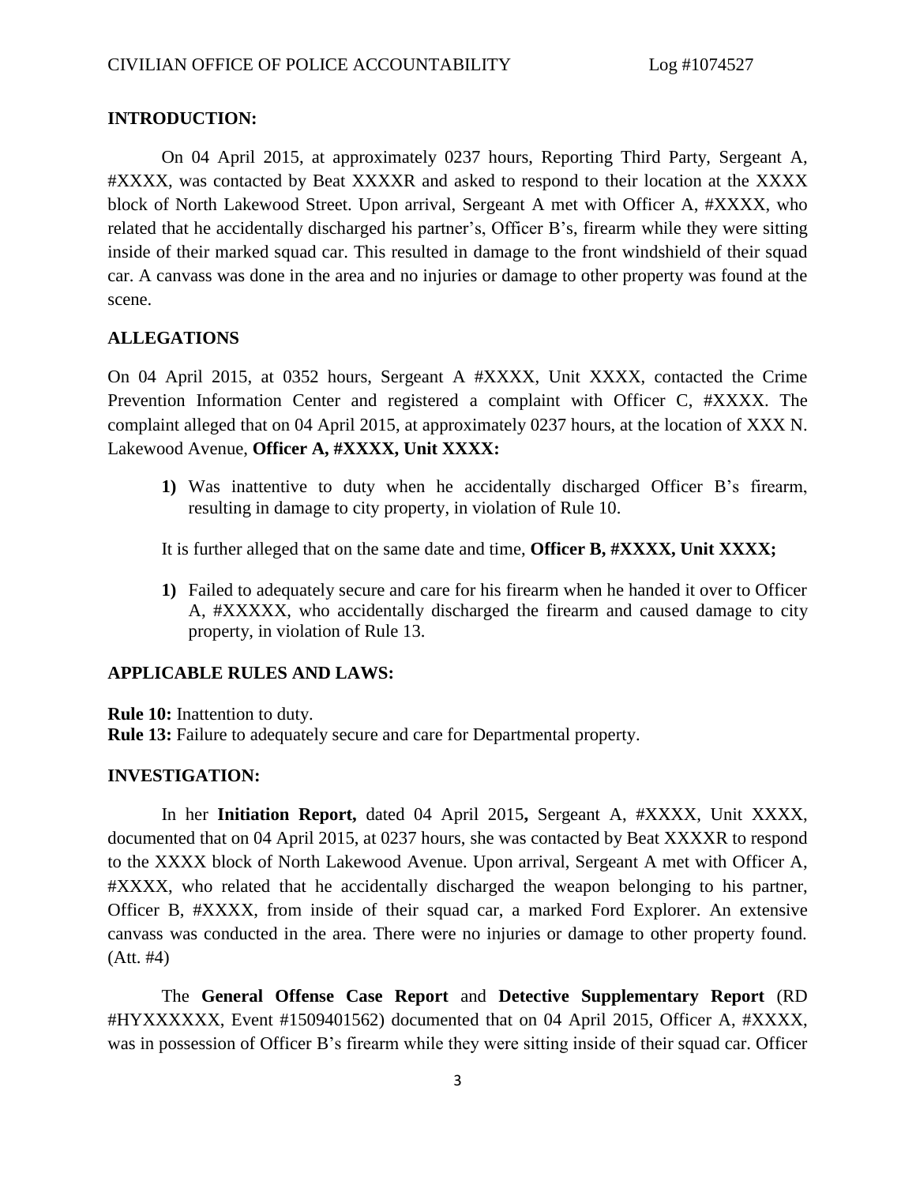## INTRODUCTION:

On 04 April 2015, at approximately 0237 hours, Reporting Third Party, Sergeant A, #XXXX, was contacted by Beat XXXXR and asked to respond to their location at the XXXX block of North Lakewood Street. Upon arrival, Sergeant A met with Officer A, #XXXX, who related that he accidentally discharged his partner's, Officer B's, firearm while they were sitting inside of their marked squad car. This resulted in damage to the front windshield of their squad car. A canvass was done in the area and no injuries or damage to other property was found at the scene.

## ALLEGATIONS

On 04 April 2015, at 0352 hours, Sergeant A #XXXX, Unit XXXX, contacted the Crime Prevention Information Center and registered a complaint with Officer C, #XXXX. The complaint alleged that on 04 April 2015, at approximately 0237 hours, at the location of XXX N. Lakewood Avenue, **Officer A, #XXXX, Unit XXXX:**

1) Was inattentive to duty when he accidentally discharged Officer B's firearm, resulting in damage to city property, in violation of Rule 10.

It is further alleged that on the same date and time, **Officer B, #XXXX, Unit XXXX;**

1) Failed to adequately secure and care for his firearm when he handed it over to Officer A, #XXXXX, who accidentally discharged the firearm and caused damage to city property, in violation of Rule 13.

## APPLICABLE RULES AND LAWS:

**Rule 10:** Inattention to duty.
**Rule 13:** Failure to adequately secure and care for Departmental property.

## INVESTIGATION:

In her **Initiation Report,** dated 04 April 2015**,** Sergeant A, #XXXX, Unit XXXX, documented that on 04 April 2015, at 0237 hours, she was contacted by Beat XXXXR to respond to the XXXX block of North Lakewood Avenue. Upon arrival, Sergeant A met with Officer A, #XXXX, who related that he accidentally discharged the weapon belonging to his partner, Officer B, #XXXX, from inside of their squad car, a marked Ford Explorer. An extensive canvass was conducted in the area. There were no injuries or damage to other property found. (Att. #4)

The **General Offense Case Report** and **Detective Supplementary Report** (RD #HYXXXXXX, Event #1509401562) documented that on 04 April 2015, Officer A, #XXXX, was in possession of Officer B's firearm while they were sitting inside of their squad car. Officer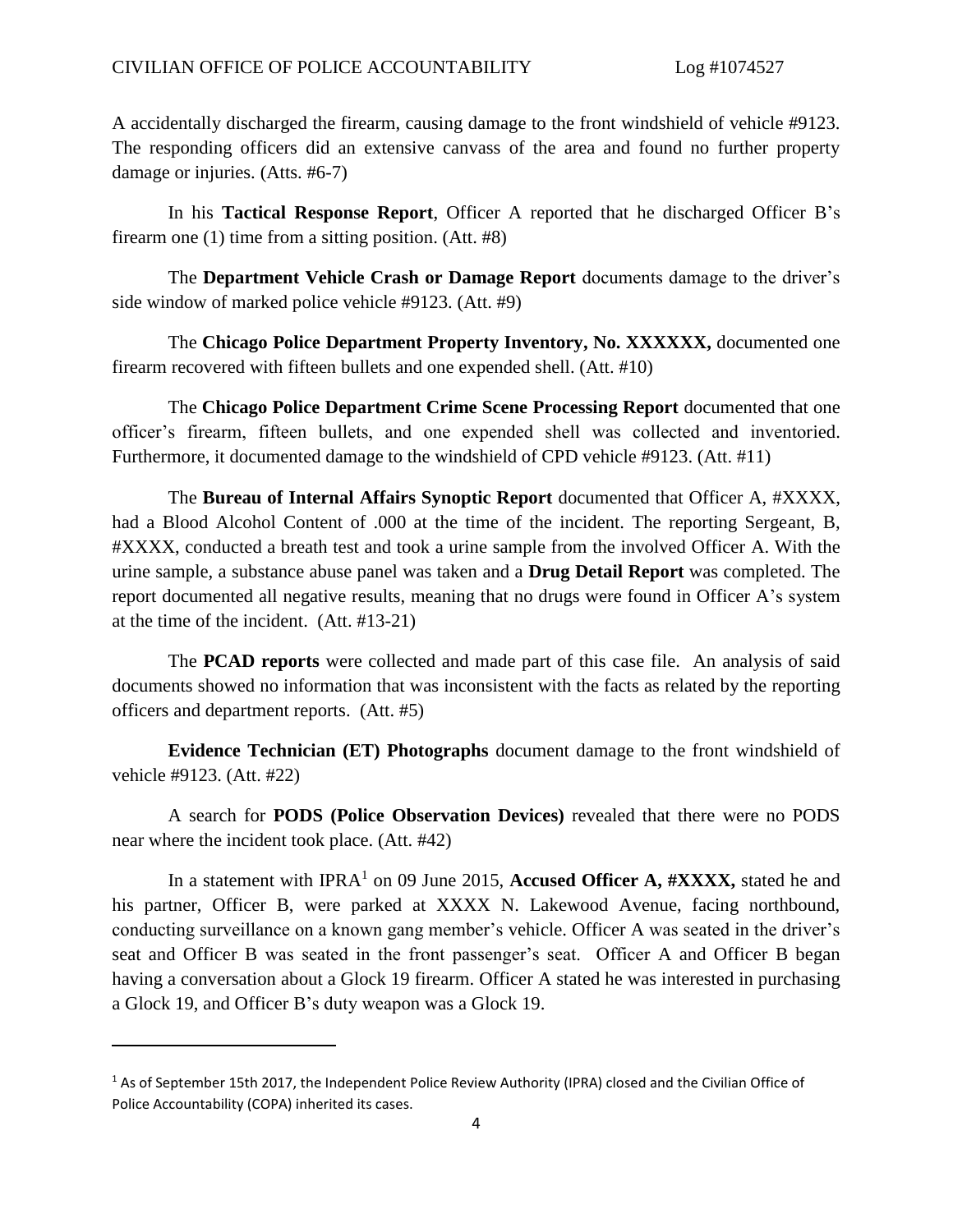A accidentally discharged the firearm, causing damage to the front windshield of vehicle #9123. The responding officers did an extensive canvass of the area and found no further property damage or injuries. (Atts. #6-7)

In his **Tactical Response Report**, Officer A reported that he discharged Officer B's firearm one (1) time from a sitting position. (Att. #8)

The **Department Vehicle Crash or Damage Report** documents damage to the driver's side window of marked police vehicle #9123. (Att. #9)

The **Chicago Police Department Property Inventory, No. XXXXXX,** documented one firearm recovered with fifteen bullets and one expended shell. (Att. #10)

The **Chicago Police Department Crime Scene Processing Report** documented that one officer's firearm, fifteen bullets, and one expended shell was collected and inventoried. Furthermore, it documented damage to the windshield of CPD vehicle #9123. (Att. #11)

The **Bureau of Internal Affairs Synoptic Report** documented that Officer A, #XXXX, had a Blood Alcohol Content of .000 at the time of the incident. The reporting Sergeant, B, #XXXX, conducted a breath test and took a urine sample from the involved Officer A. With the urine sample, a substance abuse panel was taken and a **Drug Detail Report** was completed. The report documented all negative results, meaning that no drugs were found in Officer A's system at the time of the incident. (Att. #13-21)

The **PCAD reports** were collected and made part of this case file. An analysis of said documents showed no information that was inconsistent with the facts as related by the reporting officers and department reports. (Att. #5)

**Evidence Technician (ET) Photographs** document damage to the front windshield of vehicle #9123. (Att. #22)

A search for **PODS (Police Observation Devices)** revealed that there were no PODS near where the incident took place. (Att. #42)

In a statement with IPRA[1] on 09 June 2015, **Accused Officer A, #XXXX,** stated he and his partner, Officer B, were parked at XXXX N. Lakewood Avenue, facing northbound, conducting surveillance on a known gang member's vehicle. Officer A was seated in the driver's seat and Officer B was seated in the front passenger's seat. Officer A and Officer B began having a conversation about a Glock 19 firearm. Officer A stated he was interested in purchasing a Glock 19, and Officer B's duty weapon was a Glock 19.

[1] As of September 15th 2017, the Independent Police Review Authority (IPRA) closed and the Civilian Office of Police Accountability (COPA) inherited its cases.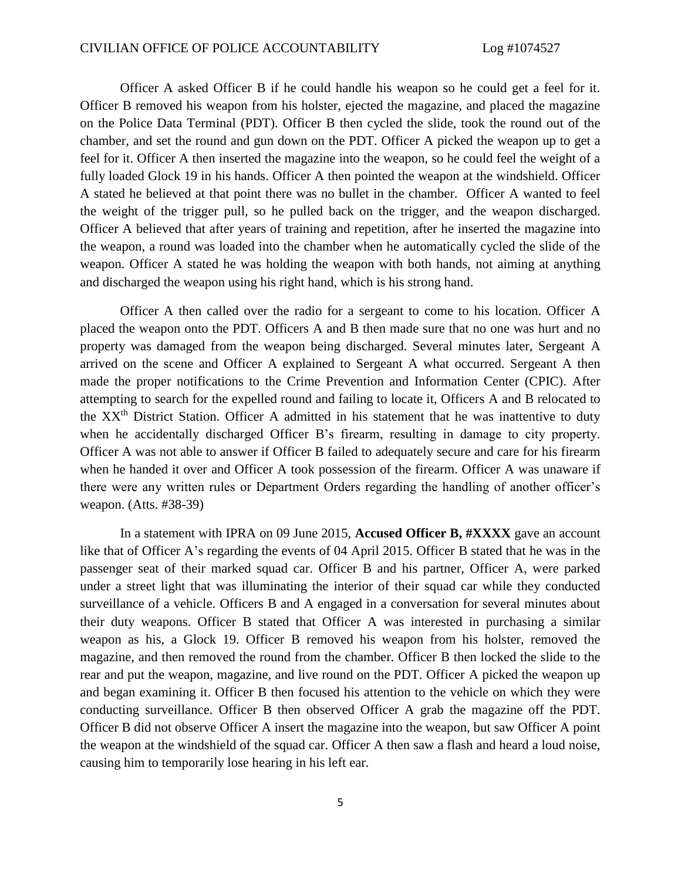Officer A asked Officer B if he could handle his weapon so he could get a feel for it. Officer B removed his weapon from his holster, ejected the magazine, and placed the magazine on the Police Data Terminal (PDT). Officer B then cycled the slide, took the round out of the chamber, and set the round and gun down on the PDT. Officer A picked the weapon up to get a feel for it. Officer A then inserted the magazine into the weapon, so he could feel the weight of a fully loaded Glock 19 in his hands. Officer A then pointed the weapon at the windshield. Officer A stated he believed at that point there was no bullet in the chamber. Officer A wanted to feel the weight of the trigger pull, so he pulled back on the trigger, and the weapon discharged. Officer A believed that after years of training and repetition, after he inserted the magazine into the weapon, a round was loaded into the chamber when he automatically cycled the slide of the weapon. Officer A stated he was holding the weapon with both hands, not aiming at anything and discharged the weapon using his right hand, which is his strong hand.

Officer A then called over the radio for a sergeant to come to his location. Officer A placed the weapon onto the PDT. Officers A and B then made sure that no one was hurt and no property was damaged from the weapon being discharged. Several minutes later, Sergeant A arrived on the scene and Officer A explained to Sergeant A what occurred. Sergeant A then made the proper notifications to the Crime Prevention and Information Center (CPIC). After attempting to search for the expelled round and failing to locate it, Officers A and B relocated to the XX[th] District Station. Officer A admitted in his statement that he was inattentive to duty when he accidentally discharged Officer B's firearm, resulting in damage to city property. Officer A was not able to answer if Officer B failed to adequately secure and care for his firearm when he handed it over and Officer A took possession of the firearm. Officer A was unaware if there were any written rules or Department Orders regarding the handling of another officer's weapon. (Atts. #38-39)

In a statement with IPRA on 09 June 2015, **Accused Officer B, #XXXX** gave an account like that of Officer A's regarding the events of 04 April 2015. Officer B stated that he was in the passenger seat of their marked squad car. Officer B and his partner, Officer A, were parked under a street light that was illuminating the interior of their squad car while they conducted surveillance of a vehicle. Officers B and A engaged in a conversation for several minutes about their duty weapons. Officer B stated that Officer A was interested in purchasing a similar weapon as his, a Glock 19. Officer B removed his weapon from his holster, removed the magazine, and then removed the round from the chamber. Officer B then locked the slide to the rear and put the weapon, magazine, and live round on the PDT. Officer A picked the weapon up and began examining it. Officer B then focused his attention to the vehicle on which they were conducting surveillance. Officer B then observed Officer A grab the magazine off the PDT. Officer B did not observe Officer A insert the magazine into the weapon, but saw Officer A point the weapon at the windshield of the squad car. Officer A then saw a flash and heard a loud noise, causing him to temporarily lose hearing in his left ear.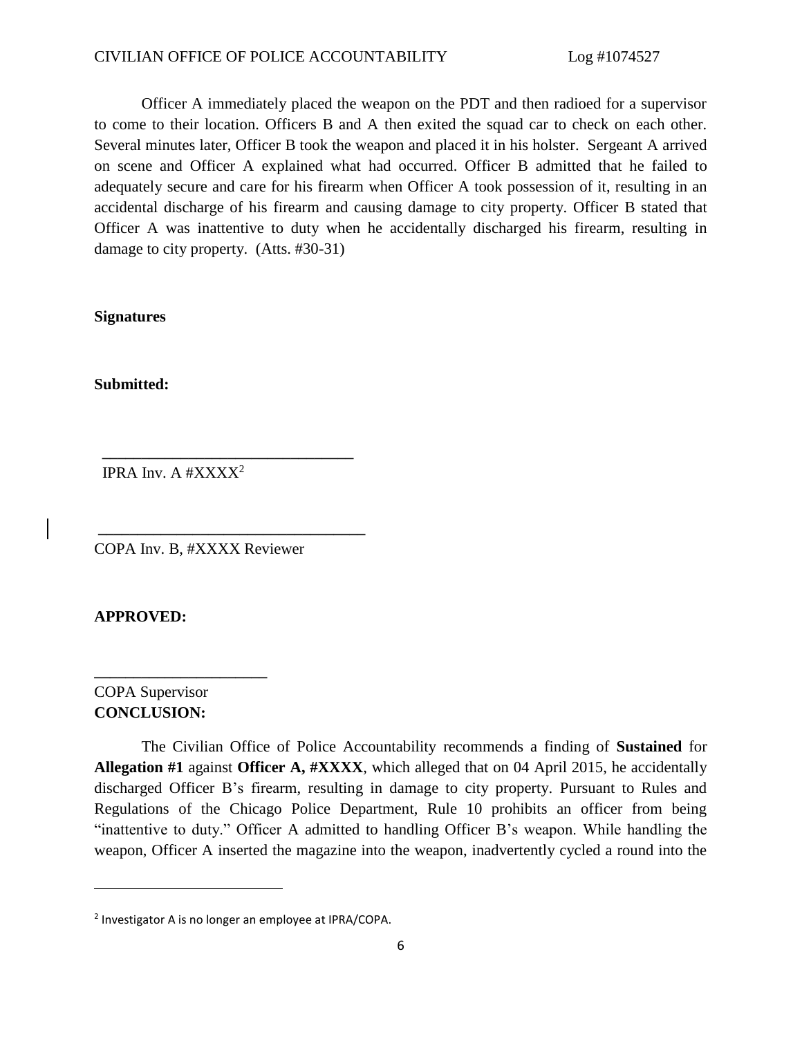Officer A immediately placed the weapon on the PDT and then radioed for a supervisor to come to their location. Officers B and A then exited the squad car to check on each other. Several minutes later, Officer B took the weapon and placed it in his holster. Sergeant A arrived on scene and Officer A explained what had occurred. Officer B admitted that he failed to adequately secure and care for his firearm when Officer A took possession of it, resulting in an accidental discharge of his firearm and causing damage to city property. Officer B stated that Officer A was inattentive to duty when he accidentally discharged his firearm, resulting in damage to city property. (Atts. #30-31)

**Signatures**

**Submitted:**

\_\_\_\_\_\_\_\_\_\_\_\_\_\_\_\_\_\_\_\_\_\_\_\_\_\_\_\_\_\_\_\_

IPRA Inv. A #XXXX[2]

\_\_\_\_\_\_\_\_\_\_\_\_\_\_\_\_\_\_\_\_\_\_\_\_\_\_\_\_\_\_\_\_

COPA Inv. B, #XXXX Reviewer

**APPROVED:**

\_\_\_\_\_\_\_\_\_\_\_\_\_\_\_\_\_\_\_\_\_\_

COPA Supervisor

**CONCLUSION:**

The Civilian Office of Police Accountability recommends a finding of **Sustained** for **Allegation #1** against **Officer A, #XXXX**, which alleged that on 04 April 2015, he accidentally discharged Officer B's firearm, resulting in damage to city property. Pursuant to Rules and Regulations of the Chicago Police Department, Rule 10 prohibits an officer from being "inattentive to duty." Officer A admitted to handling Officer B's weapon. While handling the weapon, Officer A inserted the magazine into the weapon, inadvertently cycled a round into the

[2] Investigator A is no longer an employee at IPRA/COPA.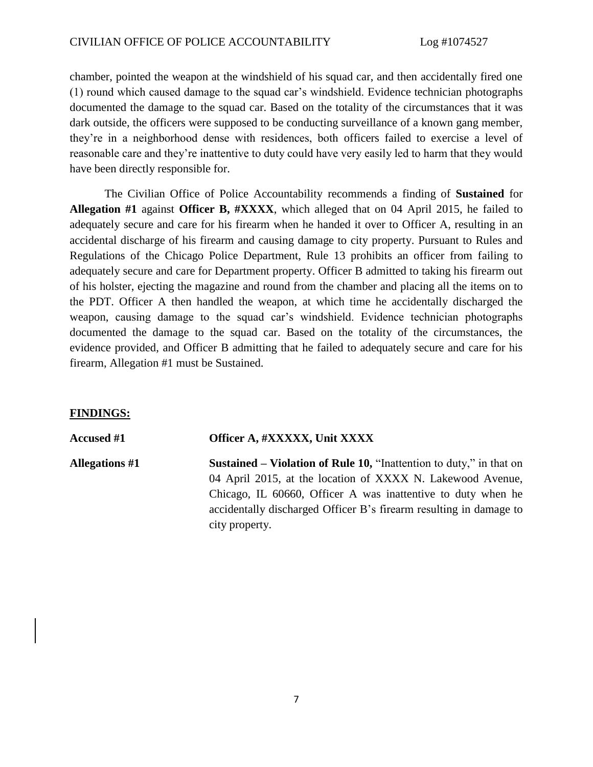chamber, pointed the weapon at the windshield of his squad car, and then accidentally fired one (1) round which caused damage to the squad car's windshield. Evidence technician photographs documented the damage to the squad car. Based on the totality of the circumstances that it was dark outside, the officers were supposed to be conducting surveillance of a known gang member, they're in a neighborhood dense with residences, both officers failed to exercise a level of reasonable care and they're inattentive to duty could have very easily led to harm that they would have been directly responsible for.

The Civilian Office of Police Accountability recommends a finding of **Sustained** for **Allegation #1** against **Officer B, #XXXX**, which alleged that on 04 April 2015, he failed to adequately secure and care for his firearm when he handed it over to Officer A, resulting in an accidental discharge of his firearm and causing damage to city property. Pursuant to Rules and Regulations of the Chicago Police Department, Rule 13 prohibits an officer from failing to adequately secure and care for Department property. Officer B admitted to taking his firearm out of his holster, ejecting the magazine and round from the chamber and placing all the items on to the PDT. Officer A then handled the weapon, at which time he accidentally discharged the weapon, causing damage to the squad car's windshield. Evidence technician photographs documented the damage to the squad car. Based on the totality of the circumstances, the evidence provided, and Officer B admitting that he failed to adequately secure and care for his firearm, Allegation #1 must be Sustained.

## FINDINGS:

**Accused #1** **Officer A, #XXXXX, Unit XXXX**

**Allegations #1** **Sustained – Violation of Rule 10,** "Inattention to duty," in that on 04 April 2015, at the location of XXXX N. Lakewood Avenue, Chicago, IL 60660, Officer A was inattentive to duty when he accidentally discharged Officer B's firearm resulting in damage to city property.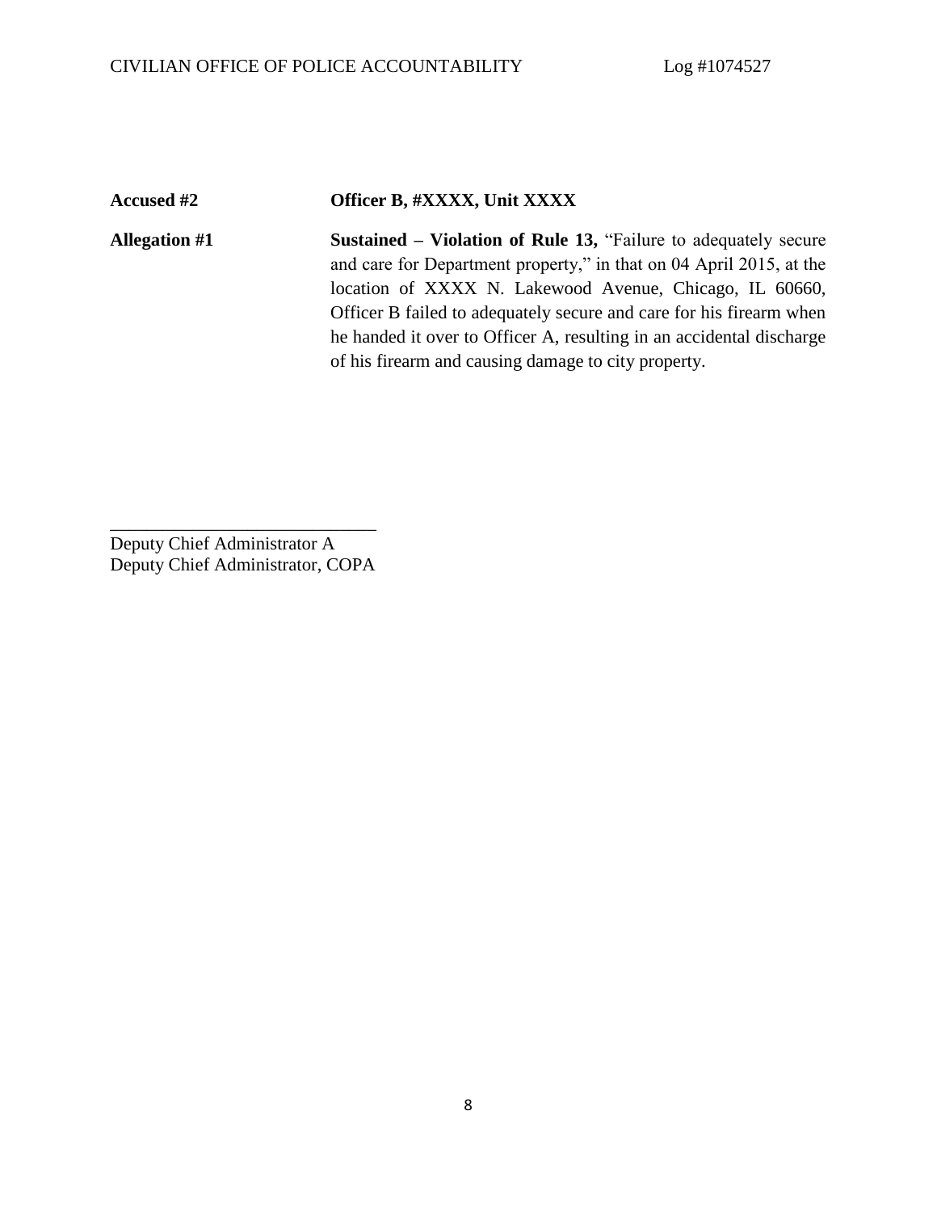| | |
|---|---|
| **Accused #2** | **Officer B, #XXXX, Unit XXXX** |
| **Allegation #1** | **Sustained – Violation of Rule 13,** "Failure to adequately secure and care for Department property," in that on 04 April 2015, at the location of XXXX N. Lakewood Avenue, Chicago, IL 60660, Officer B failed to adequately secure and care for his firearm when he handed it over to Officer A, resulting in an accidental discharge of his firearm and causing damage to city property. |

_____________________________

Deputy Chief Administrator A
Deputy Chief Administrator, COPA